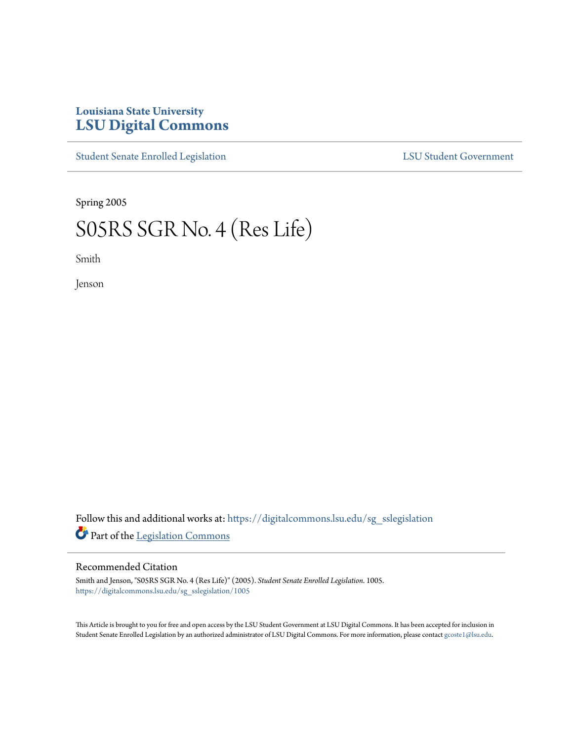Louisiana State University
# LSU Digital Commons

Student Senate Enrolled Legislation | LSU Student Government

Spring 2005

# S05RS SGR No. 4 (Res Life)

Smith

Jenson

Follow this and additional works at: https://digitalcommons.lsu.edu/sg_sslegislation

Part of the Legislation Commons

## Recommended Citation

Smith and Jenson, "S05RS SGR No. 4 (Res Life)" (2005). *Student Senate Enrolled Legislation*. 1005.
https://digitalcommons.lsu.edu/sg_sslegislation/1005

This Article is brought to you for free and open access by the LSU Student Government at LSU Digital Commons. It has been accepted for inclusion in Student Senate Enrolled Legislation by an authorized administrator of LSU Digital Commons. For more information, please contact gcoste1@lsu.edu.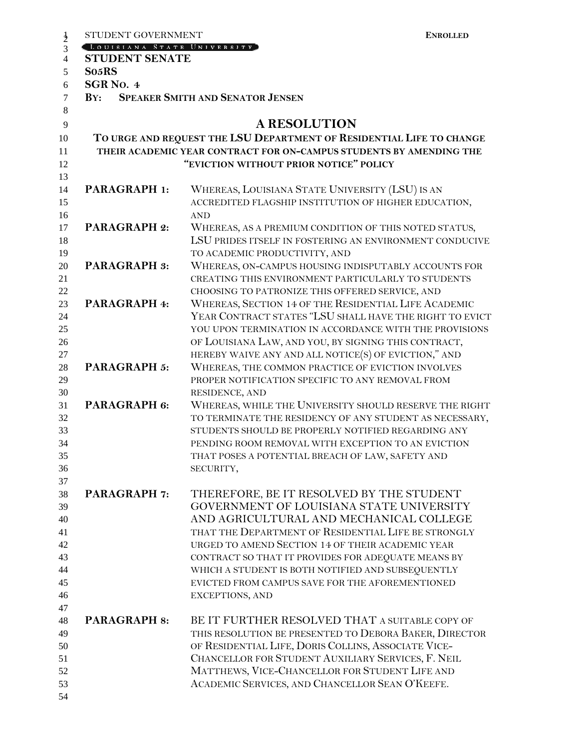STUDENT GOVERNMENT **ENROLLED**

LOUISIANA STATE UNIVERSITY

**STUDENT SENATE**

**S05RS**

**SGR NO. 4**

**BY: SPEAKER SMITH AND SENATOR JENSEN**

# A RESOLUTION

## TO URGE AND REQUEST THE LSU DEPARTMENT OF RESIDENTIAL LIFE TO CHANGE THEIR ACADEMIC YEAR CONTRACT FOR ON-CAMPUS STUDENTS BY AMENDING THE "EVICTION WITHOUT PRIOR NOTICE" POLICY

**PARAGRAPH 1:** WHEREAS, LOUISIANA STATE UNIVERSITY (LSU) IS AN ACCREDITED FLAGSHIP INSTITUTION OF HIGHER EDUCATION, AND

**PARAGRAPH 2:** WHEREAS, AS A PREMIUM CONDITION OF THIS NOTED STATUS, LSU PRIDES ITSELF IN FOSTERING AN ENVIRONMENT CONDUCIVE TO ACADEMIC PRODUCTIVITY, AND

**PARAGRAPH 3:** WHEREAS, ON-CAMPUS HOUSING INDISPUTABLY ACCOUNTS FOR CREATING THIS ENVIRONMENT PARTICULARLY TO STUDENTS CHOOSING TO PATRONIZE THIS OFFERED SERVICE, AND

**PARAGRAPH 4:** WHEREAS, SECTION 14 OF THE RESIDENTIAL LIFE ACADEMIC YEAR CONTRACT STATES "LSU SHALL HAVE THE RIGHT TO EVICT YOU UPON TERMINATION IN ACCORDANCE WITH THE PROVISIONS OF LOUISIANA LAW, AND YOU, BY SIGNING THIS CONTRACT, HEREBY WAIVE ANY AND ALL NOTICE(S) OF EVICTION," AND

**PARAGRAPH 5:** WHEREAS, THE COMMON PRACTICE OF EVICTION INVOLVES PROPER NOTIFICATION SPECIFIC TO ANY REMOVAL FROM RESIDENCE, AND

**PARAGRAPH 6:** WHEREAS, WHILE THE UNIVERSITY SHOULD RESERVE THE RIGHT TO TERMINATE THE RESIDENCY OF ANY STUDENT AS NECESSARY, STUDENTS SHOULD BE PROPERLY NOTIFIED REGARDING ANY PENDING ROOM REMOVAL WITH EXCEPTION TO AN EVICTION THAT POSES A POTENTIAL BREACH OF LAW, SAFETY AND SECURITY,

**PARAGRAPH 7:** THEREFORE, BE IT RESOLVED BY THE STUDENT GOVERNMENT OF LOUISIANA STATE UNIVERSITY AND AGRICULTURAL AND MECHANICAL COLLEGE THAT THE DEPARTMENT OF RESIDENTIAL LIFE BE STRONGLY URGED TO AMEND SECTION 14 OF THEIR ACADEMIC YEAR CONTRACT SO THAT IT PROVIDES FOR ADEQUATE MEANS BY WHICH A STUDENT IS BOTH NOTIFIED AND SUBSEQUENTLY EVICTED FROM CAMPUS SAVE FOR THE AFOREMENTIONED EXCEPTIONS, AND

**PARAGRAPH 8:** BE IT FURTHER RESOLVED THAT A SUITABLE COPY OF THIS RESOLUTION BE PRESENTED TO DEBORA BAKER, DIRECTOR OF RESIDENTIAL LIFE, DORIS COLLINS, ASSOCIATE VICE-CHANCELLOR FOR STUDENT AUXILIARY SERVICES, F. NEIL MATTHEWS, VICE-CHANCELLOR FOR STUDENT LIFE AND ACADEMIC SERVICES, AND CHANCELLOR SEAN O'KEEFE.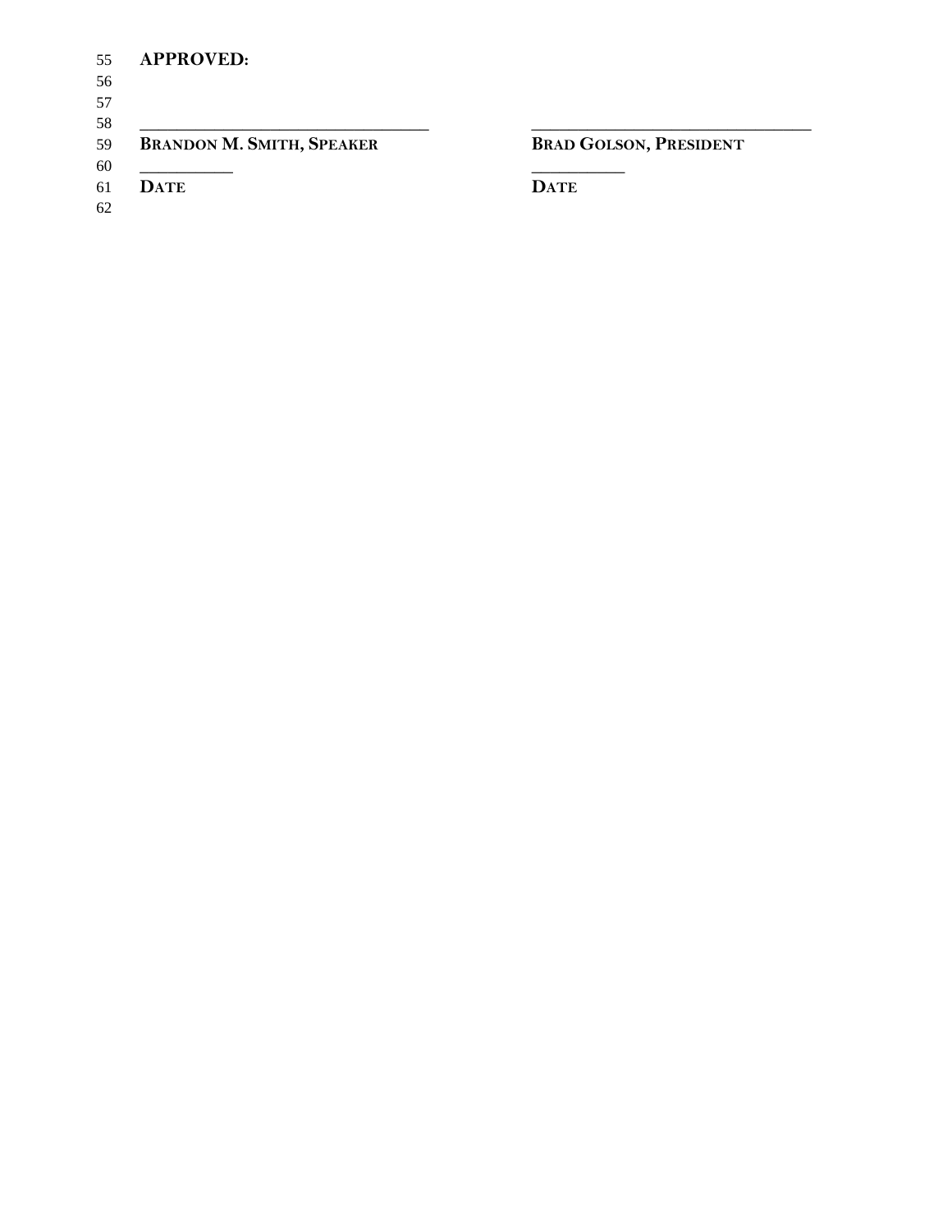**APPROVED:**

\_\_\_\_\_\_\_\_\_\_\_\_\_\_\_\_\_\_\_\_\_\_\_\_\_\_\_\_\_\_\_\_
**BRANDON M. SMITH, SPEAKER**

\_\_\_\_\_\_\_\_\_\_
**DATE**

\_\_\_\_\_\_\_\_\_\_\_\_\_\_\_\_\_\_\_\_\_\_\_\_\_\_\_\_\_\_\_\_
**BRAD GOLSON, PRESIDENT**

\_\_\_\_\_\_\_\_\_\_
**DATE**